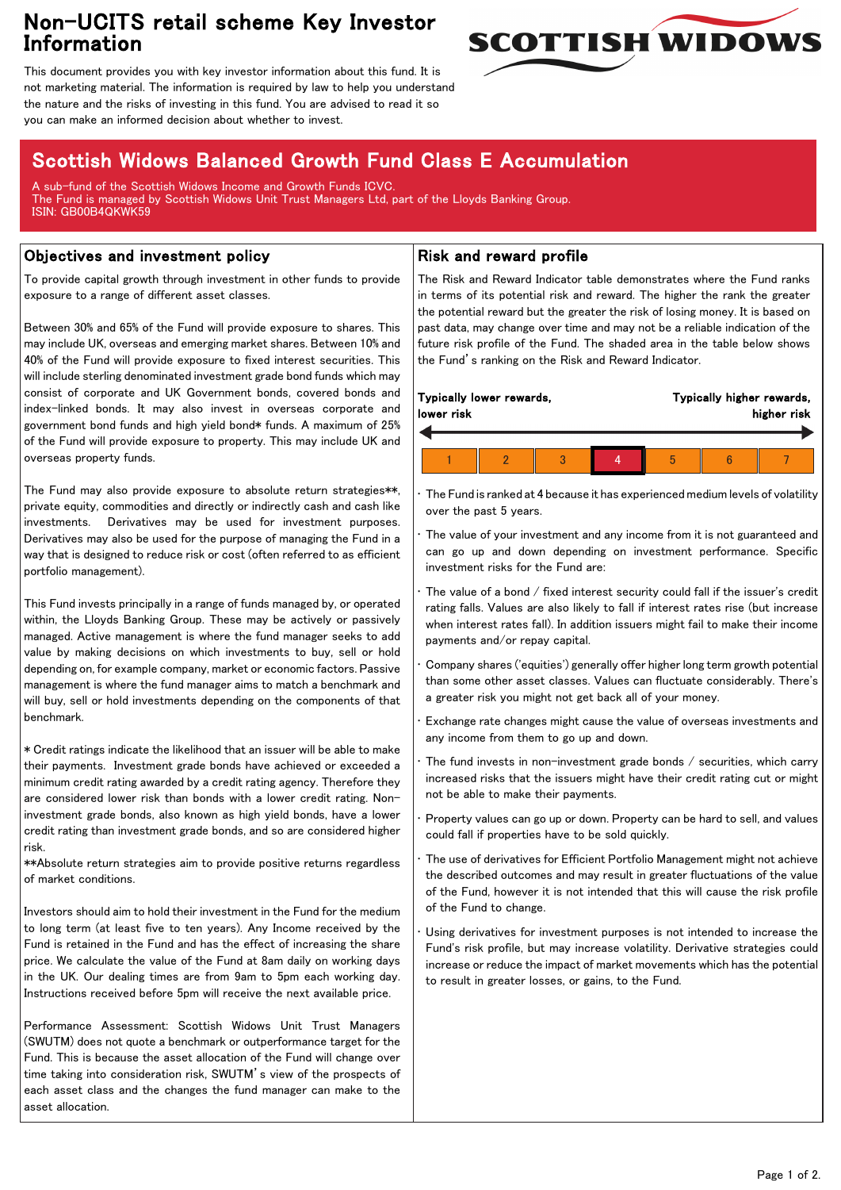# Non-UCITS retail scheme Key Investor Information

This document provides you with key investor information about this fund. It is not marketing material. The information is required by law to help you understand the nature and the risks of investing in this fund. You are advised to read it so you can make an informed decision about whether to invest.

SCOTTISH WIDOWS

## Scottish Widows Balanced Growth Fund Class E Accumulation

A sub-fund of the Scottish Widows Income and Growth Funds ICVC.
The Fund is managed by Scottish Widows Unit Trust Managers Ltd, part of the Lloyds Banking Group.
ISIN: GB00B4QKWK59

## Objectives and investment policy

To provide capital growth through investment in other funds to provide exposure to a range of different asset classes.

Between 30% and 65% of the Fund will provide exposure to shares. This may include UK, overseas and emerging market shares. Between 10% and 40% of the Fund will provide exposure to fixed interest securities. This will include sterling denominated investment grade bond funds which may consist of corporate and UK Government bonds, covered bonds and index-linked bonds. It may also invest in overseas corporate and government bond funds and high yield bond* funds. A maximum of 25% of the Fund will provide exposure to property. This may include UK and overseas property funds.

The Fund may also provide exposure to absolute return strategies**, private equity, commodities and directly or indirectly cash and cash like investments. Derivatives may be used for investment purposes. Derivatives may also be used for the purpose of managing the Fund in a way that is designed to reduce risk or cost (often referred to as efficient portfolio management).

This Fund invests principally in a range of funds managed by, or operated within, the Lloyds Banking Group. These may be actively or passively managed. Active management is where the fund manager seeks to add value by making decisions on which investments to buy, sell or hold depending on, for example company, market or economic factors. Passive management is where the fund manager aims to match a benchmark and will buy, sell or hold investments depending on the components of that benchmark.

* Credit ratings indicate the likelihood that an issuer will be able to make their payments. Investment grade bonds have achieved or exceeded a minimum credit rating awarded by a credit rating agency. Therefore they are considered lower risk than bonds with a lower credit rating. Non-investment grade bonds, also known as high yield bonds, have a lower credit rating than investment grade bonds, and so are considered higher risk.
**Absolute return strategies aim to provide positive returns regardless of market conditions.

Investors should aim to hold their investment in the Fund for the medium to long term (at least five to ten years). Any Income received by the Fund is retained in the Fund and has the effect of increasing the share price. We calculate the value of the Fund at 8am daily on working days in the UK. Our dealing times are from 9am to 5pm each working day. Instructions received before 5pm will receive the next available price.

Performance Assessment: Scottish Widows Unit Trust Managers (SWUTM) does not quote a benchmark or outperformance target for the Fund. This is because the asset allocation of the Fund will change over time taking into consideration risk, SWUTM's view of the prospects of each asset class and the changes the fund manager can make to the asset allocation.

## Risk and reward profile

The Risk and Reward Indicator table demonstrates where the Fund ranks in terms of its potential risk and reward. The higher the rank the greater the potential reward but the greater the risk of losing money. It is based on past data, may change over time and may not be a reliable indication of the future risk profile of the Fund. The shaded area in the table below shows the Fund's ranking on the Risk and Reward Indicator.

**Typically lower rewards, lower risk** ← → **Typically higher rewards, higher risk**

| 1 | 2 | 3 | **4** | 5 | 6 | 7 |
|---|---|---|---|---|---|---|

- The Fund is ranked at 4 because it has experienced medium levels of volatility over the past 5 years.
- The value of your investment and any income from it is not guaranteed and can go up and down depending on investment performance. Specific investment risks for the Fund are:
- The value of a bond / fixed interest security could fall if the issuer's credit rating falls. Values are also likely to fall if interest rates rise (but increase when interest rates fall). In addition issuers might fail to make their income payments and/or repay capital.
- Company shares ('equities') generally offer higher long term growth potential than some other asset classes. Values can fluctuate considerably. There's a greater risk you might not get back all of your money.
- Exchange rate changes might cause the value of overseas investments and any income from them to go up and down.
- The fund invests in non-investment grade bonds / securities, which carry increased risks that the issuers might have their credit rating cut or might not be able to make their payments.
- Property values can go up or down. Property can be hard to sell, and values could fall if properties have to be sold quickly.
- The use of derivatives for Efficient Portfolio Management might not achieve the described outcomes and may result in greater fluctuations of the value of the Fund, however it is not intended that this will cause the risk profile of the Fund to change.
- Using derivatives for investment purposes is not intended to increase the Fund's risk profile, but may increase volatility. Derivative strategies could increase or reduce the impact of market movements which has the potential to result in greater losses, or gains, to the Fund.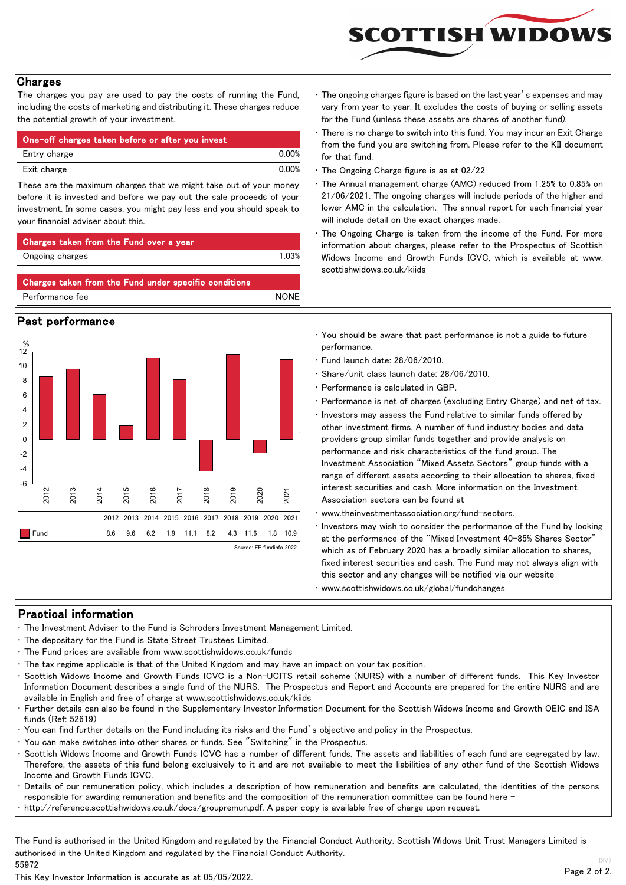## Charges

The charges you pay are used to pay the costs of running the Fund, including the costs of marketing and distributing it. These charges reduce the potential growth of your investment.

| One-off charges taken before or after you invest | |
|---|---|
| Entry charge | 0.00% |
| Exit charge | 0.00% |

These are the maximum charges that we might take out of your money before it is invested and before we pay out the sale proceeds of your investment. In some cases, you might pay less and you should speak to your financial adviser about this.

| Charges taken from the Fund over a year | |
|---|---|
| Ongoing charges | 1.03% |

| Charges taken from the Fund under specific conditions | |
|---|---|
| Performance fee | NONE |

- The ongoing charges figure is based on the last year's expenses and may vary from year to year. It excludes the costs of buying or selling assets for the Fund (unless these assets are shares of another fund).
- There is no charge to switch into this fund. You may incur an Exit Charge from the fund you are switching from. Please refer to the KII document for that fund.
- The Ongoing Charge figure is as at 02/22
- The Annual management charge (AMC) reduced from 1.25% to 0.85% on 21/06/2021. The ongoing charges will include periods of the higher and lower AMC in the calculation. The annual report for each financial year will include detail on the exact charges made.
- The Ongoing Charge is taken from the income of the Fund. For more information about charges, please refer to the Prospectus of Scottish Widows Income and Growth Funds ICVC, which is available at www.scottishwidows.co.uk/kiids

## Past performance

%
12
10
8
6
4
2
0
-2
-4
-6
2012 2013 2014 2015 2016 2017 2018 2019 2020 2021

| | 2012 | 2013 | 2014 | 2015 | 2016 | 2017 | 2018 | 2019 | 2020 | 2021 |
|---|---|---|---|---|---|---|---|---|---|---|
| Fund | 8.6 | 9.6 | 6.2 | 1.9 | 11.1 | 8.2 | −4.3 | 11.6 | −1.8 | 10.9 |

Source: FE fundinfo 2022

- You should be aware that past performance is not a guide to future performance.
- Fund launch date: 28/06/2010.
- Share/unit class launch date: 28/06/2010.
- Performance is calculated in GBP.
- Performance is net of charges (excluding Entry Charge) and net of tax.
- Investors may assess the Fund relative to similar funds offered by other investment firms. A number of fund industry bodies and data providers group similar funds together and provide analysis on performance and risk characteristics of the fund group. The Investment Association "Mixed Assets Sectors" group funds with a range of different assets according to their allocation to shares, fixed interest securities and cash. More information on the Investment Association sectors can be found at
- www.theinvestmentassociation.org/fund-sectors.
- Investors may wish to consider the performance of the Fund by looking at the performance of the "Mixed Investment 40-85% Shares Sector" which as of February 2020 has a broadly similar allocation to shares, fixed interest securities and cash. The Fund may not always align with this sector and any changes will be notified via our website
- www.scottishwidows.co.uk/global/fundchanges

## Practical information

- The Investment Adviser to the Fund is Schroders Investment Management Limited.
- The depositary for the Fund is State Street Trustees Limited.
- The Fund prices are available from www.scottishwidows.co.uk/funds
- The tax regime applicable is that of the United Kingdom and may have an impact on your tax position.
- Scottish Widows Income and Growth Funds ICVC is a Non-UCITS retail scheme (NURS) with a number of different funds. This Key Investor Information Document describes a single fund of the NURS. The Prospectus and Report and Accounts are prepared for the entire NURS and are available in English and free of charge at www.scottishwidows.co.uk/kiids
- Further details can also be found in the Supplementary Investor Information Document for the Scottish Widows Income and Growth OEIC and ISA funds (Ref: 52619)
- You can find further details on the Fund including its risks and the Fund's objective and policy in the Prospectus.
- You can make switches into other shares or funds. See "Switching" in the Prospectus.
- Scottish Widows Income and Growth Funds ICVC has a number of different funds. The assets and liabilities of each fund are segregated by law. Therefore, the assets of this fund belong exclusively to it and are not available to meet the liabilities of any other fund of the Scottish Widows Income and Growth Funds ICVC.
- Details of our remuneration policy, which includes a description of how remuneration and benefits are calculated, the identities of the persons responsible for awarding remuneration and benefits and the composition of the remuneration committee can be found here –
- http://reference.scottishwidows.co.uk/docs/groupremun.pdf. A paper copy is available free of charge upon request.

The Fund is authorised in the United Kingdom and regulated by the Financial Conduct Authority. Scottish Widows Unit Trust Managers Limited is authorised in the United Kingdom and regulated by the Financial Conduct Authority.
55972
This Key Investor Information is accurate as at 05/05/2022.